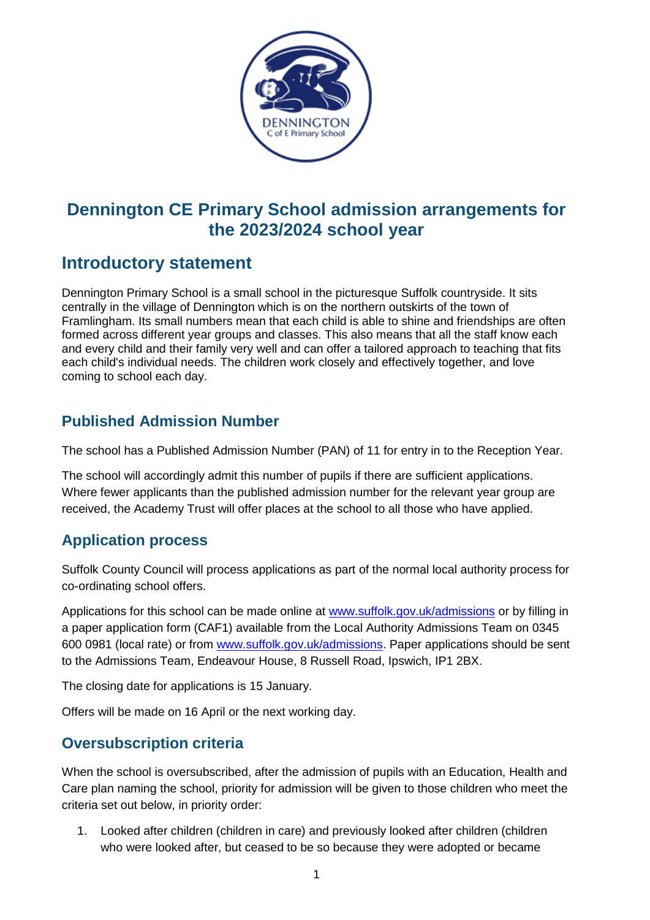# Dennington CE Primary School admission arrangements for the 2023/2024 school year

## Introductory statement

Dennington Primary School is a small school in the picturesque Suffolk countryside. It sits centrally in the village of Dennington which is on the northern outskirts of the town of Framlingham. Its small numbers mean that each child is able to shine and friendships are often formed across different year groups and classes. This also means that all the staff know each and every child and their family very well and can offer a tailored approach to teaching that fits each child's individual needs. The children work closely and effectively together, and love coming to school each day.

### Published Admission Number

The school has a Published Admission Number (PAN) of 11 for entry in to the Reception Year.

The school will accordingly admit this number of pupils if there are sufficient applications. Where fewer applicants than the published admission number for the relevant year group are received, the Academy Trust will offer places at the school to all those who have applied.

### Application process

Suffolk County Council will process applications as part of the normal local authority process for co-ordinating school offers.

Applications for this school can be made online at [www.suffolk.gov.uk/admissions](http://www.suffolk.gov.uk/admissions) or by filling in a paper application form (CAF1) available from the Local Authority Admissions Team on 0345 600 0981 (local rate) or from [www.suffolk.gov.uk/admissions](http://www.suffolk.gov.uk/admissions). Paper applications should be sent to the Admissions Team, Endeavour House, 8 Russell Road, Ipswich, IP1 2BX.

The closing date for applications is 15 January.

Offers will be made on 16 April or the next working day.

### Oversubscription criteria

When the school is oversubscribed, after the admission of pupils with an Education, Health and Care plan naming the school, priority for admission will be given to those children who meet the criteria set out below, in priority order:

1. Looked after children (children in care) and previously looked after children (children who were looked after, but ceased to be so because they were adopted or became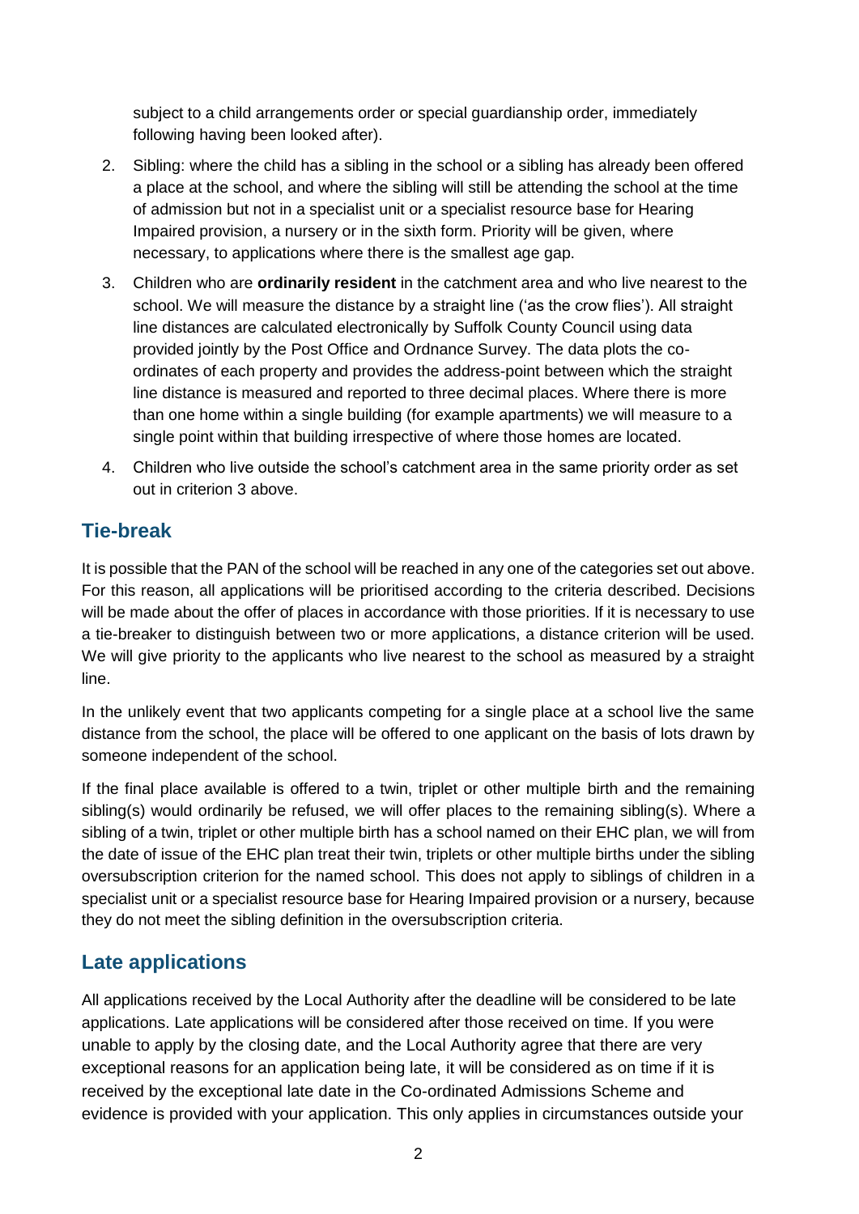subject to a child arrangements order or special guardianship order, immediately following having been looked after).

2. Sibling: where the child has a sibling in the school or a sibling has already been offered a place at the school, and where the sibling will still be attending the school at the time of admission but not in a specialist unit or a specialist resource base for Hearing Impaired provision, a nursery or in the sixth form. Priority will be given, where necessary, to applications where there is the smallest age gap.
3. Children who are **ordinarily resident** in the catchment area and who live nearest to the school. We will measure the distance by a straight line ('as the crow flies'). All straight line distances are calculated electronically by Suffolk County Council using data provided jointly by the Post Office and Ordnance Survey. The data plots the co-ordinates of each property and provides the address-point between which the straight line distance is measured and reported to three decimal places. Where there is more than one home within a single building (for example apartments) we will measure to a single point within that building irrespective of where those homes are located.
4. Children who live outside the school's catchment area in the same priority order as set out in criterion 3 above.

## Tie-break

It is possible that the PAN of the school will be reached in any one of the categories set out above. For this reason, all applications will be prioritised according to the criteria described. Decisions will be made about the offer of places in accordance with those priorities. If it is necessary to use a tie-breaker to distinguish between two or more applications, a distance criterion will be used. We will give priority to the applicants who live nearest to the school as measured by a straight line.

In the unlikely event that two applicants competing for a single place at a school live the same distance from the school, the place will be offered to one applicant on the basis of lots drawn by someone independent of the school.

If the final place available is offered to a twin, triplet or other multiple birth and the remaining sibling(s) would ordinarily be refused, we will offer places to the remaining sibling(s). Where a sibling of a twin, triplet or other multiple birth has a school named on their EHC plan, we will from the date of issue of the EHC plan treat their twin, triplets or other multiple births under the sibling oversubscription criterion for the named school. This does not apply to siblings of children in a specialist unit or a specialist resource base for Hearing Impaired provision or a nursery, because they do not meet the sibling definition in the oversubscription criteria.

## Late applications

All applications received by the Local Authority after the deadline will be considered to be late applications. Late applications will be considered after those received on time. If you were unable to apply by the closing date, and the Local Authority agree that there are very exceptional reasons for an application being late, it will be considered as on time if it is received by the exceptional late date in the Co-ordinated Admissions Scheme and evidence is provided with your application. This only applies in circumstances outside your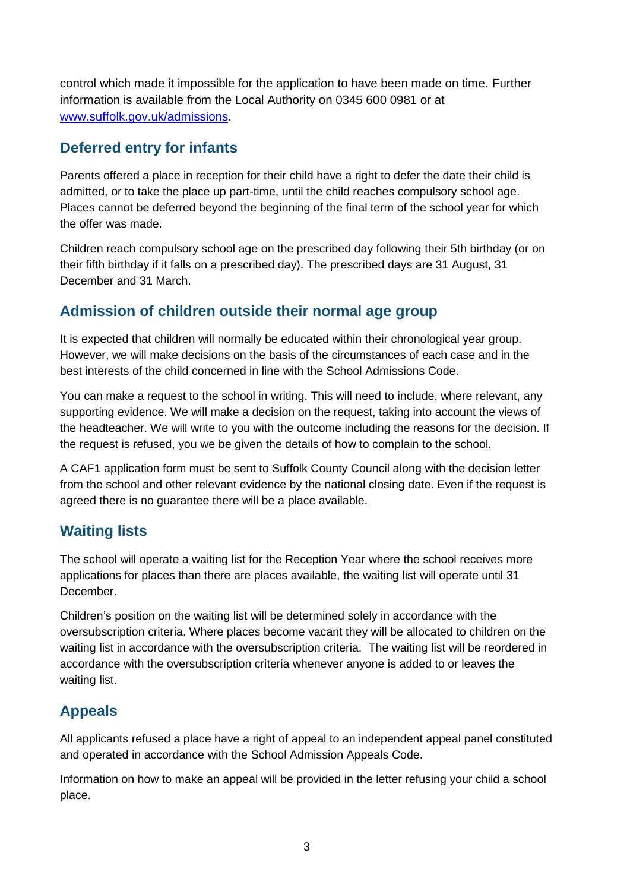control which made it impossible for the application to have been made on time. Further information is available from the Local Authority on 0345 600 0981 or at [www.suffolk.gov.uk/admissions](www.suffolk.gov.uk/admissions).

## Deferred entry for infants

Parents offered a place in reception for their child have a right to defer the date their child is admitted, or to take the place up part-time, until the child reaches compulsory school age. Places cannot be deferred beyond the beginning of the final term of the school year for which the offer was made.

Children reach compulsory school age on the prescribed day following their 5th birthday (or on their fifth birthday if it falls on a prescribed day). The prescribed days are 31 August, 31 December and 31 March.

## Admission of children outside their normal age group

It is expected that children will normally be educated within their chronological year group. However, we will make decisions on the basis of the circumstances of each case and in the best interests of the child concerned in line with the School Admissions Code.

You can make a request to the school in writing. This will need to include, where relevant, any supporting evidence. We will make a decision on the request, taking into account the views of the headteacher. We will write to you with the outcome including the reasons for the decision. If the request is refused, you we be given the details of how to complain to the school.

A CAF1 application form must be sent to Suffolk County Council along with the decision letter from the school and other relevant evidence by the national closing date. Even if the request is agreed there is no guarantee there will be a place available.

## Waiting lists

The school will operate a waiting list for the Reception Year where the school receives more applications for places than there are places available, the waiting list will operate until 31 December.

Children's position on the waiting list will be determined solely in accordance with the oversubscription criteria. Where places become vacant they will be allocated to children on the waiting list in accordance with the oversubscription criteria. The waiting list will be reordered in accordance with the oversubscription criteria whenever anyone is added to or leaves the waiting list.

## Appeals

All applicants refused a place have a right of appeal to an independent appeal panel constituted and operated in accordance with the School Admission Appeals Code.

Information on how to make an appeal will be provided in the letter refusing your child a school place.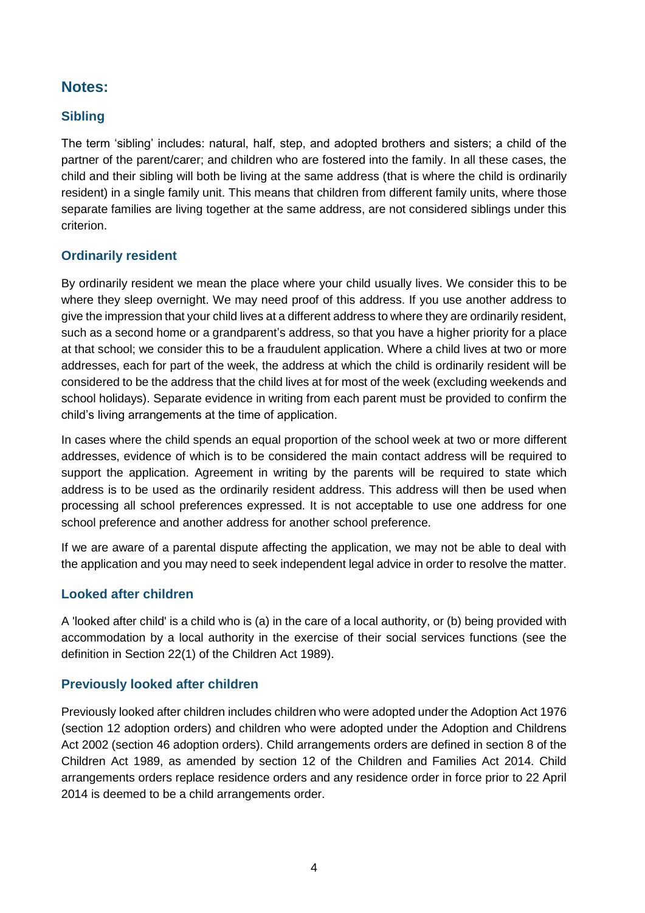## Notes:

### Sibling

The term 'sibling' includes: natural, half, step, and adopted brothers and sisters; a child of the partner of the parent/carer; and children who are fostered into the family. In all these cases, the child and their sibling will both be living at the same address (that is where the child is ordinarily resident) in a single family unit. This means that children from different family units, where those separate families are living together at the same address, are not considered siblings under this criterion.

### Ordinarily resident

By ordinarily resident we mean the place where your child usually lives. We consider this to be where they sleep overnight. We may need proof of this address. If you use another address to give the impression that your child lives at a different address to where they are ordinarily resident, such as a second home or a grandparent's address, so that you have a higher priority for a place at that school; we consider this to be a fraudulent application. Where a child lives at two or more addresses, each for part of the week, the address at which the child is ordinarily resident will be considered to be the address that the child lives at for most of the week (excluding weekends and school holidays). Separate evidence in writing from each parent must be provided to confirm the child's living arrangements at the time of application.

In cases where the child spends an equal proportion of the school week at two or more different addresses, evidence of which is to be considered the main contact address will be required to support the application. Agreement in writing by the parents will be required to state which address is to be used as the ordinarily resident address. This address will then be used when processing all school preferences expressed. It is not acceptable to use one address for one school preference and another address for another school preference.

If we are aware of a parental dispute affecting the application, we may not be able to deal with the application and you may need to seek independent legal advice in order to resolve the matter.

### Looked after children

A 'looked after child' is a child who is (a) in the care of a local authority, or (b) being provided with accommodation by a local authority in the exercise of their social services functions (see the definition in Section 22(1) of the Children Act 1989).

### Previously looked after children

Previously looked after children includes children who were adopted under the Adoption Act 1976 (section 12 adoption orders) and children who were adopted under the Adoption and Childrens Act 2002 (section 46 adoption orders). Child arrangements orders are defined in section 8 of the Children Act 1989, as amended by section 12 of the Children and Families Act 2014. Child arrangements orders replace residence orders and any residence order in force prior to 22 April 2014 is deemed to be a child arrangements order.